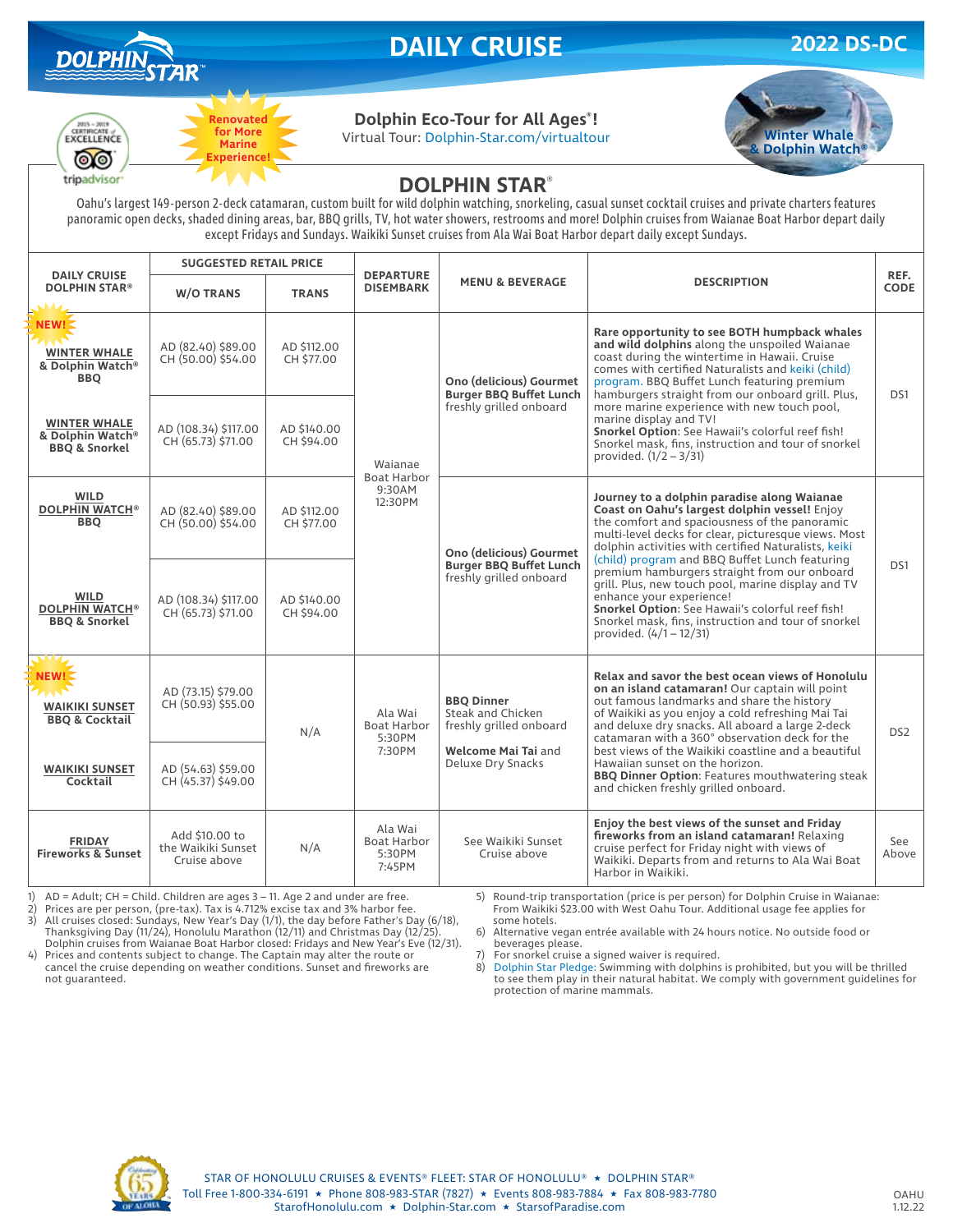# DAILY CRUISE

**2022 DS-DC**

Renovated for More Marine Experience!

**Dolphin Eco-Tour for All Ages®!**
Virtual Tour: Dolphin-Star.com/virtualtour

Winter Whale & Dolphin Watch®

## DOLPHIN STAR®

Oahu's largest 149-person 2-deck catamaran, custom built for wild dolphin watching, snorkeling, casual sunset cocktail cruises and private charters features panoramic open decks, shaded dining areas, bar, BBQ grills, TV, hot water showers, restrooms and more! Dolphin cruises from Waianae Boat Harbor depart daily except Fridays and Sundays. Waikiki Sunset cruises from Ala Wai Boat Harbor depart daily except Sundays.

| DAILY CRUISE DOLPHIN STAR® | SUGGESTED RETAIL PRICE | | DEPARTURE DISEMBARK | MENU & BEVERAGE | DESCRIPTION | REF. CODE |
|---|---|---|---|---|---|---|
| | W/O TRANS | TRANS | | | | |
| NEW! **WINTER WHALE & Dolphin Watch® BBQ** | AD (82.40) $89.00<br>CH (50.00) $54.00 | AD $112.00<br>CH $77.00 | Waianae Boat Harbor 9:30AM 12:30PM | **Ono (delicious) Gourmet Burger BBQ Buffet Lunch** freshly grilled onboard | **Rare opportunity to see BOTH humpback whales and wild dolphins** along the unspoiled Waianae coast during the wintertime in Hawaii. Cruise comes with certified Naturalists and keiki (child) program. BBQ Buffet Lunch featuring premium hamburgers straight from our onboard grill. Plus, more marine experience with new touch pool, marine display and TV! **Snorkel Option**: See Hawaii's colorful reef fish! Snorkel mask, fins, instruction and tour of snorkel provided. (1/2 – 3/31) | DS1 |
| **WINTER WHALE & Dolphin Watch® BBQ & Snorkel** | AD (108.34) $117.00<br>CH (65.73) $71.00 | AD $140.00<br>CH $94.00 | | | | |
| **WILD DOLPHIN WATCH® BBQ** | AD (82.40) $89.00<br>CH (50.00) $54.00 | AD $112.00<br>CH $77.00 | | **Ono (delicious) Gourmet Burger BBQ Buffet Lunch** freshly grilled onboard | **Journey to a dolphin paradise along Waianae Coast on Oahu's largest dolphin vessel!** Enjoy the comfort and spaciousness of the panoramic multi-level decks for clear, picturesque views. Most dolphin activities with certified Naturalists, keiki (child) program and BBQ Buffet Lunch featuring premium hamburgers straight from our onboard grill. Plus, new touch pool, marine display and TV enhance your experience! **Snorkel Option**: See Hawaii's colorful reef fish! Snorkel mask, fins, instruction and tour of snorkel provided. (4/1 – 12/31) | DS1 |
| **WILD DOLPHIN WATCH® BBQ & Snorkel** | AD (108.34) $117.00<br>CH (65.73) $71.00 | AD $140.00<br>CH $94.00 | | | | |
| NEW! **WAIKIKI SUNSET BBQ & Cocktail** | AD (73.15) $79.00<br>CH (50.93) $55.00 | N/A | Ala Wai Boat Harbor 5:30PM 7:30PM | **BBQ Dinner** Steak and Chicken freshly grilled onboard<br><br>**Welcome Mai Tai** and Deluxe Dry Snacks | **Relax and savor the best ocean views of Honolulu on an island catamaran!** Our captain will point out famous landmarks and share the history of Waikiki as you enjoy a cold refreshing Mai Tai and deluxe dry snacks. All aboard a large 2-deck catamaran with a 360° observation deck for the best views of the Waikiki coastline and a beautiful Hawaiian sunset on the horizon. **BBQ Dinner Option**: Features mouthwatering steak and chicken freshly grilled onboard. | DS2 |
| **WAIKIKI SUNSET Cocktail** | AD (54.63) $59.00<br>CH (45.37) $49.00 | | | | | |
| **FRIDAY Fireworks & Sunset** | Add $10.00 to the Waikiki Sunset Cruise above | N/A | Ala Wai Boat Harbor 5:30PM 7:45PM | See Waikiki Sunset Cruise above | **Enjoy the best views of the sunset and Friday fireworks from an island catamaran!** Relaxing cruise perfect for Friday night with views of Waikiki. Departs from and returns to Ala Wai Boat Harbor in Waikiki. | See Above |

1) AD = Adult; CH = Child. Children are ages 3 – 11. Age 2 and under are free.
2) Prices are per person, (pre-tax). Tax is 4.712% excise tax and 3% harbor fee.
3) All cruises closed: Sundays, New Year's Day (1/1), the day before Father's Day (6/18), Thanksgiving Day (11/24), Honolulu Marathon (12/11) and Christmas Day (12/25). Dolphin cruises from Waianae Boat Harbor closed: Fridays and New Year's Eve (12/31).
4) Prices and contents subject to change. The Captain may alter the route or cancel the cruise depending on weather conditions. Sunset and fireworks are not guaranteed.
5) Round-trip transportation (price is per person) for Dolphin Cruise in Waianae: From Waikiki $23.00 with West Oahu Tour. Additional usage fee applies for some hotels.
6) Alternative vegan entrée available with 24 hours notice. No outside food or beverages please.
7) For snorkel cruise a signed waiver is required.
8) Dolphin Star Pledge: Swimming with dolphins is prohibited, but you will be thrilled to see them play in their natural habitat. We comply with government guidelines for protection of marine mammals.

STAR OF HONOLULU CRUISES & EVENTS® FLEET: STAR OF HONOLULU® ★ DOLPHIN STAR®
Toll Free 1-800-334-6191 ★ Phone 808-983-STAR (7827) ★ Events 808-983-7884 ★ Fax 808-983-7780
StarofHonolulu.com ★ Dolphin-Star.com ★ StarsofParadise.com

OAHU 1.12.22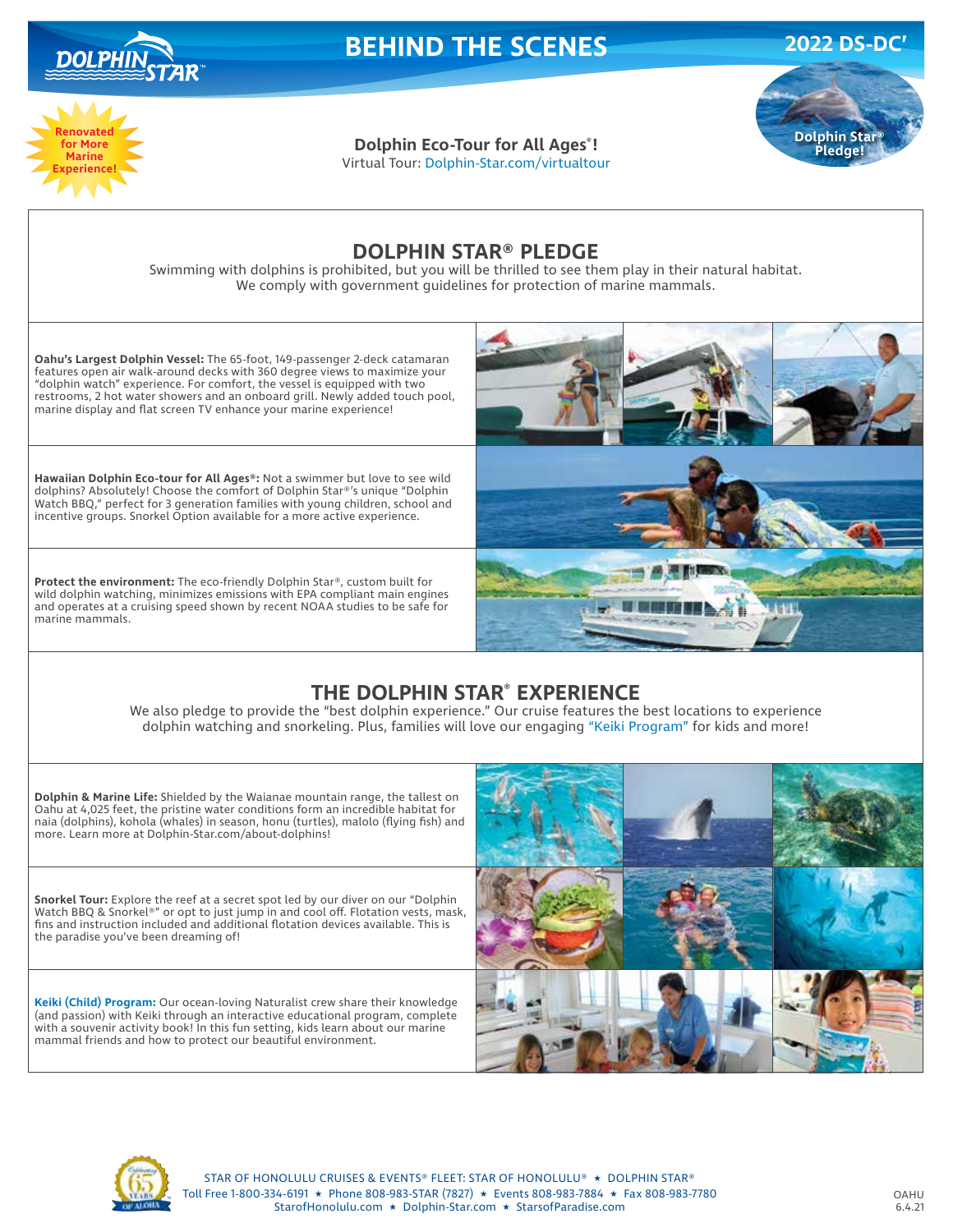# BEHIND THE SCENES

2022 DS-DC'

Renovated for More Marine Experience!

**Dolphin Eco-Tour for All Ages®!**
Virtual Tour: Dolphin-Star.com/virtualtour

Dolphin Star® Pledge!

## DOLPHIN STAR® PLEDGE

Swimming with dolphins is prohibited, but you will be thrilled to see them play in their natural habitat. We comply with government guidelines for protection of marine mammals.

**Oahu's Largest Dolphin Vessel:** The 65-foot, 149-passenger 2-deck catamaran features open air walk-around decks with 360 degree views to maximize your "dolphin watch" experience. For comfort, the vessel is equipped with two restrooms, 2 hot water showers and an onboard grill. Newly added touch pool, marine display and flat screen TV enhance your marine experience!

**Hawaiian Dolphin Eco-tour for All Ages®:** Not a swimmer but love to see wild dolphins? Absolutely! Choose the comfort of Dolphin Star®'s unique "Dolphin Watch BBQ," perfect for 3 generation families with young children, school and incentive groups. Snorkel Option available for a more active experience.

**Protect the environment:** The eco-friendly Dolphin Star®, custom built for wild dolphin watching, minimizes emissions with EPA compliant main engines and operates at a cruising speed shown by recent NOAA studies to be safe for marine mammals.

## THE DOLPHIN STAR® EXPERIENCE

We also pledge to provide the "best dolphin experience." Our cruise features the best locations to experience dolphin watching and snorkeling. Plus, families will love our engaging "Keiki Program" for kids and more!

**Dolphin & Marine Life:** Shielded by the Waianae mountain range, the tallest on Oahu at 4,025 feet, the pristine water conditions form an incredible habitat for naia (dolphins), kohola (whales) in season, honu (turtles), malolo (flying fish) and more. Learn more at Dolphin-Star.com/about-dolphins!

**Snorkel Tour:** Explore the reef at a secret spot led by our diver on our "Dolphin Watch BBQ & Snorkel®" or opt to just jump in and cool off. Flotation vests, mask, fins and instruction included and additional flotation devices available. This is the paradise you've been dreaming of!

**Keiki (Child) Program:** Our ocean-loving Naturalist crew share their knowledge (and passion) with Keiki through an interactive educational program, complete with a souvenir activity book! In this fun setting, kids learn about our marine mammal friends and how to protect our beautiful environment.

STAR OF HONOLULU CRUISES & EVENTS® FLEET: STAR OF HONOLULU® ★ DOLPHIN STAR®
Toll Free 1-800-334-6191 ★ Phone 808-983-STAR (7827) ★ Events 808-983-7884 ★ Fax 808-983-7780
StarofHonolulu.com ★ Dolphin-Star.com ★ StarsofParadise.com

OAHU
6.4.21